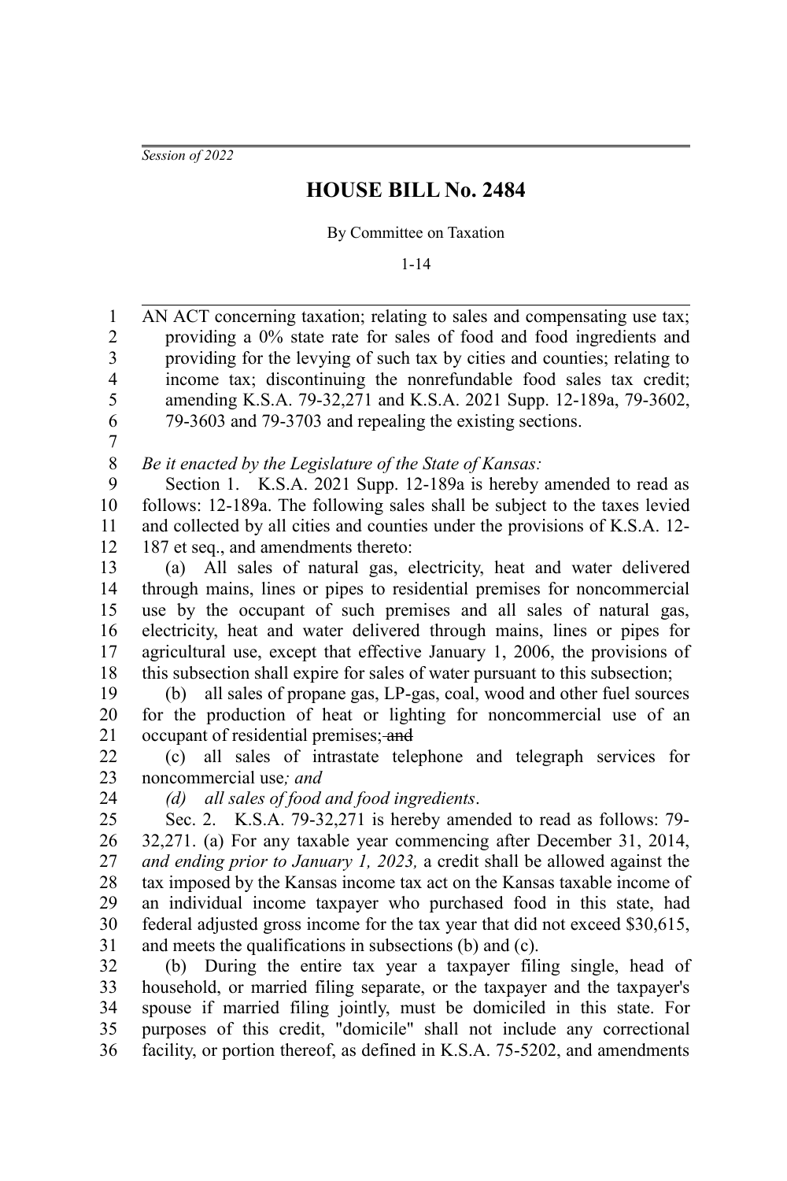*Session of 2022*

# HOUSE BILL No. 2484

By Committee on Taxation

1-14

AN ACT concerning taxation; relating to sales and compensating use tax; providing a 0% state rate for sales of food and food ingredients and providing for the levying of such tax by cities and counties; relating to income tax; discontinuing the nonrefundable food sales tax credit; amending K.S.A. 79-32,271 and K.S.A. 2021 Supp. 12-189a, 79-3602, 79-3603 and 79-3703 and repealing the existing sections.

*Be it enacted by the Legislature of the State of Kansas:*

Section 1. K.S.A. 2021 Supp. 12-189a is hereby amended to read as follows: 12-189a. The following sales shall be subject to the taxes levied and collected by all cities and counties under the provisions of K.S.A. 12-187 et seq., and amendments thereto:

(a) All sales of natural gas, electricity, heat and water delivered through mains, lines or pipes to residential premises for noncommercial use by the occupant of such premises and all sales of natural gas, electricity, heat and water delivered through mains, lines or pipes for agricultural use, except that effective January 1, 2006, the provisions of this subsection shall expire for sales of water pursuant to this subsection;

(b) all sales of propane gas, LP-gas, coal, wood and other fuel sources for the production of heat or lighting for noncommercial use of an occupant of residential premises; ~~and~~

(c) all sales of intrastate telephone and telegraph services for noncommercial use*; and*

*(d) all sales of food and food ingredients*.

Sec. 2. K.S.A. 79-32,271 is hereby amended to read as follows: 79-32,271. (a) For any taxable year commencing after December 31, 2014, *and ending prior to January 1, 2023,* a credit shall be allowed against the tax imposed by the Kansas income tax act on the Kansas taxable income of an individual income taxpayer who purchased food in this state, had federal adjusted gross income for the tax year that did not exceed $30,615, and meets the qualifications in subsections (b) and (c).

(b) During the entire tax year a taxpayer filing single, head of household, or married filing separate, or the taxpayer and the taxpayer's spouse if married filing jointly, must be domiciled in this state. For purposes of this credit, "domicile" shall not include any correctional facility, or portion thereof, as defined in K.S.A. 75-5202, and amendments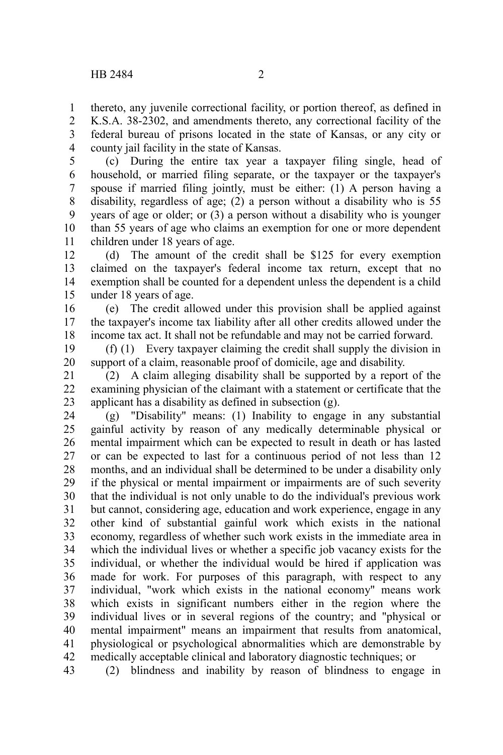thereto, any juvenile correctional facility, or portion thereof, as defined in K.S.A. 38-2302, and amendments thereto, any correctional facility of the federal bureau of prisons located in the state of Kansas, or any city or county jail facility in the state of Kansas.

(c) During the entire tax year a taxpayer filing single, head of household, or married filing separate, or the taxpayer or the taxpayer's spouse if married filing jointly, must be either: (1) A person having a disability, regardless of age; (2) a person without a disability who is 55 years of age or older; or (3) a person without a disability who is younger than 55 years of age who claims an exemption for one or more dependent children under 18 years of age.

(d) The amount of the credit shall be $125 for every exemption claimed on the taxpayer's federal income tax return, except that no exemption shall be counted for a dependent unless the dependent is a child under 18 years of age.

(e) The credit allowed under this provision shall be applied against the taxpayer's income tax liability after all other credits allowed under the income tax act. It shall not be refundable and may not be carried forward.

(f) (1) Every taxpayer claiming the credit shall supply the division in support of a claim, reasonable proof of domicile, age and disability.

(2) A claim alleging disability shall be supported by a report of the examining physician of the claimant with a statement or certificate that the applicant has a disability as defined in subsection (g).

(g) "Disability" means: (1) Inability to engage in any substantial gainful activity by reason of any medically determinable physical or mental impairment which can be expected to result in death or has lasted or can be expected to last for a continuous period of not less than 12 months, and an individual shall be determined to be under a disability only if the physical or mental impairment or impairments are of such severity that the individual is not only unable to do the individual's previous work but cannot, considering age, education and work experience, engage in any other kind of substantial gainful work which exists in the national economy, regardless of whether such work exists in the immediate area in which the individual lives or whether a specific job vacancy exists for the individual, or whether the individual would be hired if application was made for work. For purposes of this paragraph, with respect to any individual, "work which exists in the national economy" means work which exists in significant numbers either in the region where the individual lives or in several regions of the country; and "physical or mental impairment" means an impairment that results from anatomical, physiological or psychological abnormalities which are demonstrable by medically acceptable clinical and laboratory diagnostic techniques; or

(2) blindness and inability by reason of blindness to engage in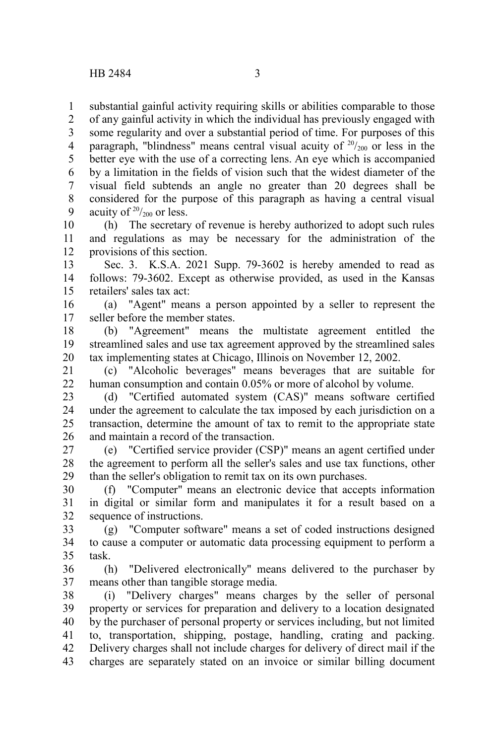substantial gainful activity requiring skills or abilities comparable to those of any gainful activity in which the individual has previously engaged with some regularity and over a substantial period of time. For purposes of this paragraph, "blindness" means central visual acuity of $^{20}/_{200}$ or less in the better eye with the use of a correcting lens. An eye which is accompanied by a limitation in the fields of vision such that the widest diameter of the visual field subtends an angle no greater than 20 degrees shall be considered for the purpose of this paragraph as having a central visual acuity of $^{20}/_{200}$ or less.

(h) The secretary of revenue is hereby authorized to adopt such rules and regulations as may be necessary for the administration of the provisions of this section.

Sec. 3. K.S.A. 2021 Supp. 79-3602 is hereby amended to read as follows: 79-3602. Except as otherwise provided, as used in the Kansas retailers' sales tax act:

(a) "Agent" means a person appointed by a seller to represent the seller before the member states.

(b) "Agreement" means the multistate agreement entitled the streamlined sales and use tax agreement approved by the streamlined sales tax implementing states at Chicago, Illinois on November 12, 2002.

(c) "Alcoholic beverages" means beverages that are suitable for human consumption and contain 0.05% or more of alcohol by volume.

(d) "Certified automated system (CAS)" means software certified under the agreement to calculate the tax imposed by each jurisdiction on a transaction, determine the amount of tax to remit to the appropriate state and maintain a record of the transaction.

(e) "Certified service provider (CSP)" means an agent certified under the agreement to perform all the seller's sales and use tax functions, other than the seller's obligation to remit tax on its own purchases.

(f) "Computer" means an electronic device that accepts information in digital or similar form and manipulates it for a result based on a sequence of instructions.

(g) "Computer software" means a set of coded instructions designed to cause a computer or automatic data processing equipment to perform a task.

(h) "Delivered electronically" means delivered to the purchaser by means other than tangible storage media.

(i) "Delivery charges" means charges by the seller of personal property or services for preparation and delivery to a location designated by the purchaser of personal property or services including, but not limited to, transportation, shipping, postage, handling, crating and packing. Delivery charges shall not include charges for delivery of direct mail if the charges are separately stated on an invoice or similar billing document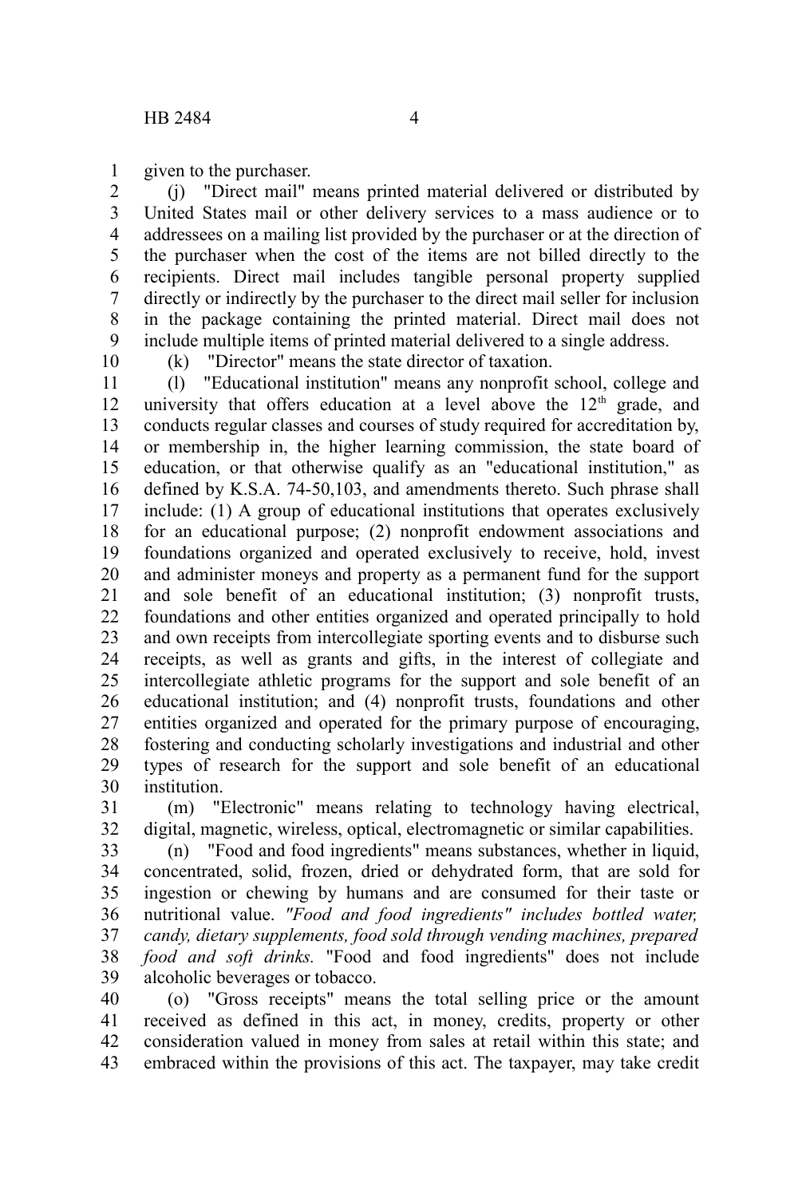given to the purchaser.

(j) "Direct mail" means printed material delivered or distributed by United States mail or other delivery services to a mass audience or to addressees on a mailing list provided by the purchaser or at the direction of the purchaser when the cost of the items are not billed directly to the recipients. Direct mail includes tangible personal property supplied directly or indirectly by the purchaser to the direct mail seller for inclusion in the package containing the printed material. Direct mail does not include multiple items of printed material delivered to a single address.

(k) "Director" means the state director of taxation.

(l) "Educational institution" means any nonprofit school, college and university that offers education at a level above the 12th grade, and conducts regular classes and courses of study required for accreditation by, or membership in, the higher learning commission, the state board of education, or that otherwise qualify as an "educational institution," as defined by K.S.A. 74-50,103, and amendments thereto. Such phrase shall include: (1) A group of educational institutions that operates exclusively for an educational purpose; (2) nonprofit endowment associations and foundations organized and operated exclusively to receive, hold, invest and administer moneys and property as a permanent fund for the support and sole benefit of an educational institution; (3) nonprofit trusts, foundations and other entities organized and operated principally to hold and own receipts from intercollegiate sporting events and to disburse such receipts, as well as grants and gifts, in the interest of collegiate and intercollegiate athletic programs for the support and sole benefit of an educational institution; and (4) nonprofit trusts, foundations and other entities organized and operated for the primary purpose of encouraging, fostering and conducting scholarly investigations and industrial and other types of research for the support and sole benefit of an educational institution.

(m) "Electronic" means relating to technology having electrical, digital, magnetic, wireless, optical, electromagnetic or similar capabilities.

(n) "Food and food ingredients" means substances, whether in liquid, concentrated, solid, frozen, dried or dehydrated form, that are sold for ingestion or chewing by humans and are consumed for their taste or nutritional value. *"Food and food ingredients" includes bottled water, candy, dietary supplements, food sold through vending machines, prepared food and soft drinks.* "Food and food ingredients" does not include alcoholic beverages or tobacco.

(o) "Gross receipts" means the total selling price or the amount received as defined in this act, in money, credits, property or other consideration valued in money from sales at retail within this state; and embraced within the provisions of this act. The taxpayer, may take credit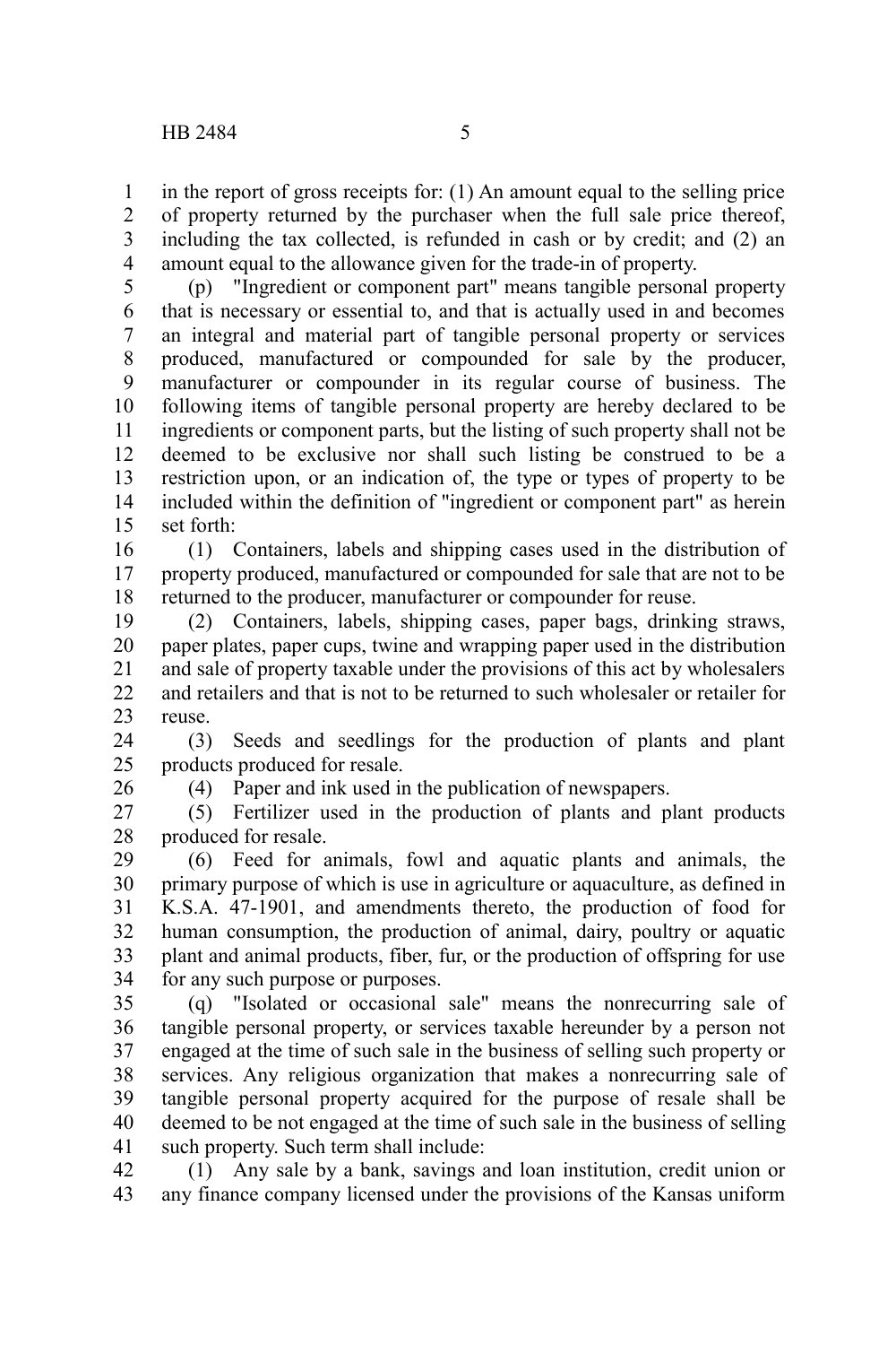in the report of gross receipts for: (1) An amount equal to the selling price of property returned by the purchaser when the full sale price thereof, including the tax collected, is refunded in cash or by credit; and (2) an amount equal to the allowance given for the trade-in of property.

(p) "Ingredient or component part" means tangible personal property that is necessary or essential to, and that is actually used in and becomes an integral and material part of tangible personal property or services produced, manufactured or compounded for sale by the producer, manufacturer or compounder in its regular course of business. The following items of tangible personal property are hereby declared to be ingredients or component parts, but the listing of such property shall not be deemed to be exclusive nor shall such listing be construed to be a restriction upon, or an indication of, the type or types of property to be included within the definition of "ingredient or component part" as herein set forth:

(1) Containers, labels and shipping cases used in the distribution of property produced, manufactured or compounded for sale that are not to be returned to the producer, manufacturer or compounder for reuse.

(2) Containers, labels, shipping cases, paper bags, drinking straws, paper plates, paper cups, twine and wrapping paper used in the distribution and sale of property taxable under the provisions of this act by wholesalers and retailers and that is not to be returned to such wholesaler or retailer for reuse.

(3) Seeds and seedlings for the production of plants and plant products produced for resale.

(4) Paper and ink used in the publication of newspapers.

(5) Fertilizer used in the production of plants and plant products produced for resale.

(6) Feed for animals, fowl and aquatic plants and animals, the primary purpose of which is use in agriculture or aquaculture, as defined in K.S.A. 47-1901, and amendments thereto, the production of food for human consumption, the production of animal, dairy, poultry or aquatic plant and animal products, fiber, fur, or the production of offspring for use for any such purpose or purposes.

(q) "Isolated or occasional sale" means the nonrecurring sale of tangible personal property, or services taxable hereunder by a person not engaged at the time of such sale in the business of selling such property or services. Any religious organization that makes a nonrecurring sale of tangible personal property acquired for the purpose of resale shall be deemed to be not engaged at the time of such sale in the business of selling such property. Such term shall include:

(1) Any sale by a bank, savings and loan institution, credit union or any finance company licensed under the provisions of the Kansas uniform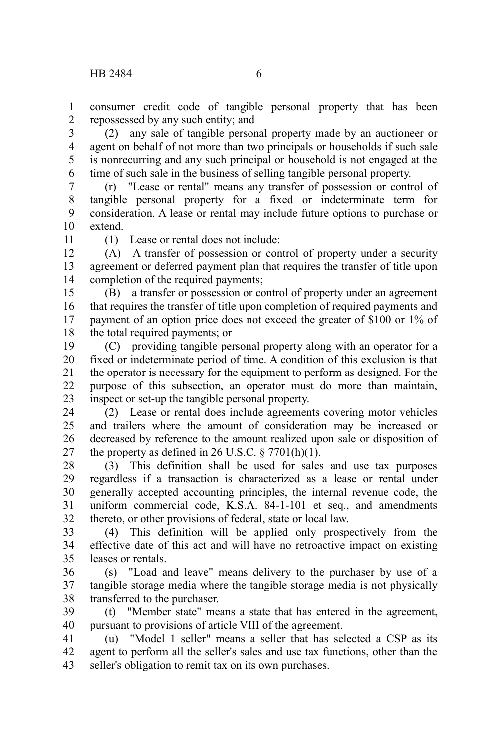consumer credit code of tangible personal property that has been repossessed by any such entity; and

(2) any sale of tangible personal property made by an auctioneer or agent on behalf of not more than two principals or households if such sale is nonrecurring and any such principal or household is not engaged at the time of such sale in the business of selling tangible personal property.

(r) "Lease or rental" means any transfer of possession or control of tangible personal property for a fixed or indeterminate term for consideration. A lease or rental may include future options to purchase or extend.

(1) Lease or rental does not include:

(A) A transfer of possession or control of property under a security agreement or deferred payment plan that requires the transfer of title upon completion of the required payments;

(B) a transfer or possession or control of property under an agreement that requires the transfer of title upon completion of required payments and payment of an option price does not exceed the greater of $100 or 1% of the total required payments; or

(C) providing tangible personal property along with an operator for a fixed or indeterminate period of time. A condition of this exclusion is that the operator is necessary for the equipment to perform as designed. For the purpose of this subsection, an operator must do more than maintain, inspect or set-up the tangible personal property.

(2) Lease or rental does include agreements covering motor vehicles and trailers where the amount of consideration may be increased or decreased by reference to the amount realized upon sale or disposition of the property as defined in 26 U.S.C. § 7701(h)(1).

(3) This definition shall be used for sales and use tax purposes regardless if a transaction is characterized as a lease or rental under generally accepted accounting principles, the internal revenue code, the uniform commercial code, K.S.A. 84-1-101 et seq., and amendments thereto, or other provisions of federal, state or local law.

(4) This definition will be applied only prospectively from the effective date of this act and will have no retroactive impact on existing leases or rentals.

(s) "Load and leave" means delivery to the purchaser by use of a tangible storage media where the tangible storage media is not physically transferred to the purchaser.

(t) "Member state" means a state that has entered in the agreement, pursuant to provisions of article VIII of the agreement.

(u) "Model 1 seller" means a seller that has selected a CSP as its agent to perform all the seller's sales and use tax functions, other than the seller's obligation to remit tax on its own purchases.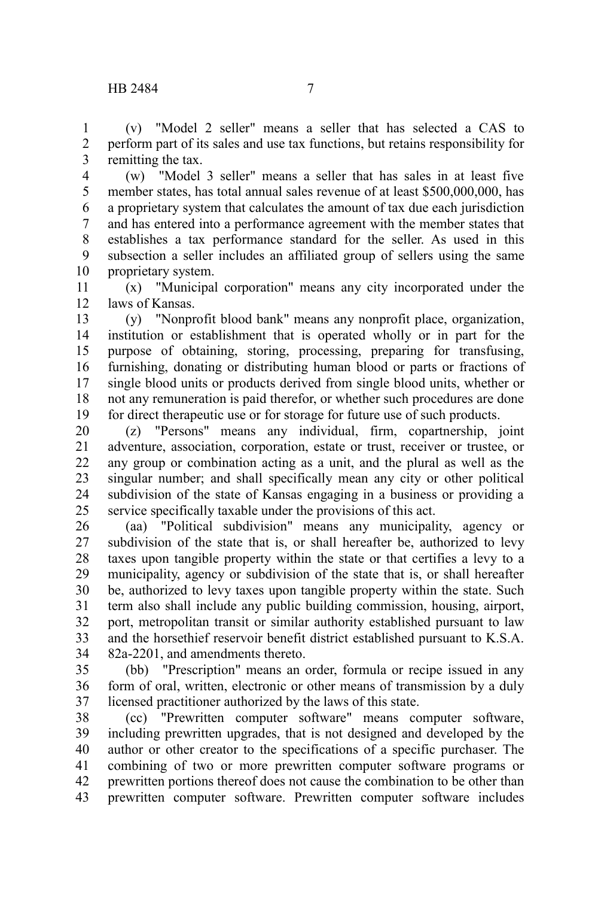(v) "Model 2 seller" means a seller that has selected a CAS to perform part of its sales and use tax functions, but retains responsibility for remitting the tax.

(w) "Model 3 seller" means a seller that has sales in at least five member states, has total annual sales revenue of at least $500,000,000, has a proprietary system that calculates the amount of tax due each jurisdiction and has entered into a performance agreement with the member states that establishes a tax performance standard for the seller. As used in this subsection a seller includes an affiliated group of sellers using the same proprietary system.

(x) "Municipal corporation" means any city incorporated under the laws of Kansas.

(y) "Nonprofit blood bank" means any nonprofit place, organization, institution or establishment that is operated wholly or in part for the purpose of obtaining, storing, processing, preparing for transfusing, furnishing, donating or distributing human blood or parts or fractions of single blood units or products derived from single blood units, whether or not any remuneration is paid therefor, or whether such procedures are done for direct therapeutic use or for storage for future use of such products.

(z) "Persons" means any individual, firm, copartnership, joint adventure, association, corporation, estate or trust, receiver or trustee, or any group or combination acting as a unit, and the plural as well as the singular number; and shall specifically mean any city or other political subdivision of the state of Kansas engaging in a business or providing a service specifically taxable under the provisions of this act.

(aa) "Political subdivision" means any municipality, agency or subdivision of the state that is, or shall hereafter be, authorized to levy taxes upon tangible property within the state or that certifies a levy to a municipality, agency or subdivision of the state that is, or shall hereafter be, authorized to levy taxes upon tangible property within the state. Such term also shall include any public building commission, housing, airport, port, metropolitan transit or similar authority established pursuant to law and the horsethief reservoir benefit district established pursuant to K.S.A. 82a-2201, and amendments thereto.

(bb) "Prescription" means an order, formula or recipe issued in any form of oral, written, electronic or other means of transmission by a duly licensed practitioner authorized by the laws of this state.

(cc) "Prewritten computer software" means computer software, including prewritten upgrades, that is not designed and developed by the author or other creator to the specifications of a specific purchaser. The combining of two or more prewritten computer software programs or prewritten portions thereof does not cause the combination to be other than prewritten computer software. Prewritten computer software includes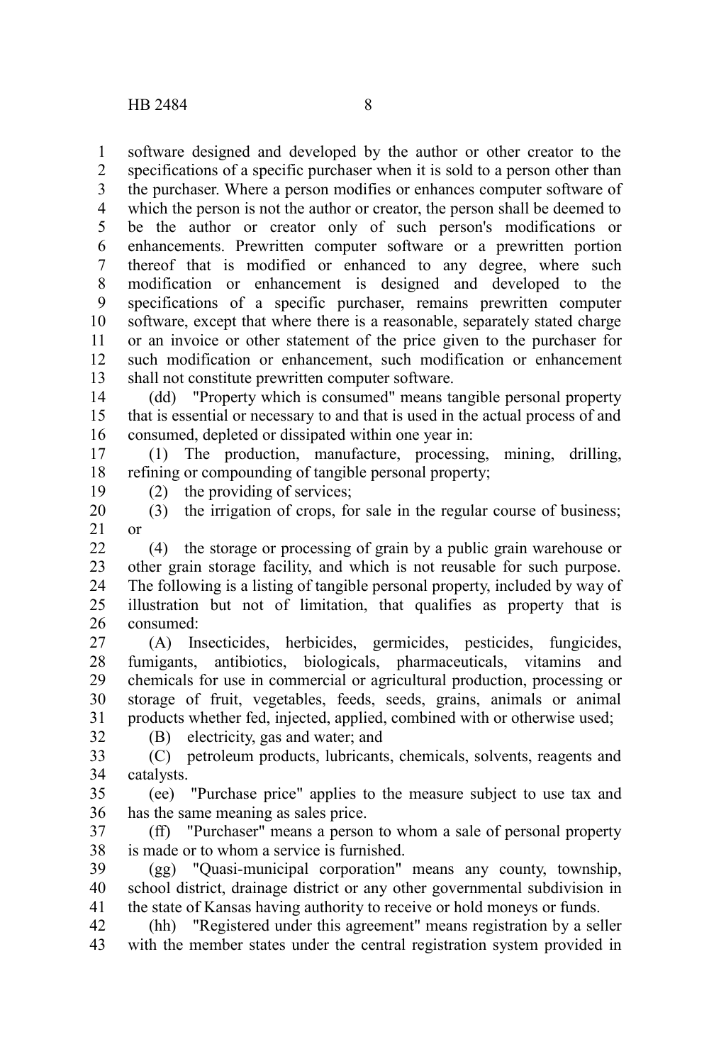software designed and developed by the author or other creator to the specifications of a specific purchaser when it is sold to a person other than the purchaser. Where a person modifies or enhances computer software of which the person is not the author or creator, the person shall be deemed to be the author or creator only of such person's modifications or enhancements. Prewritten computer software or a prewritten portion thereof that is modified or enhanced to any degree, where such modification or enhancement is designed and developed to the specifications of a specific purchaser, remains prewritten computer software, except that where there is a reasonable, separately stated charge or an invoice or other statement of the price given to the purchaser for such modification or enhancement, such modification or enhancement shall not constitute prewritten computer software.

(dd) "Property which is consumed" means tangible personal property that is essential or necessary to and that is used in the actual process of and consumed, depleted or dissipated within one year in:

(1) The production, manufacture, processing, mining, drilling, refining or compounding of tangible personal property;

(2) the providing of services;

(3) the irrigation of crops, for sale in the regular course of business; or

(4) the storage or processing of grain by a public grain warehouse or other grain storage facility, and which is not reusable for such purpose. The following is a listing of tangible personal property, included by way of illustration but not of limitation, that qualifies as property that is consumed:

(A) Insecticides, herbicides, germicides, pesticides, fungicides, fumigants, antibiotics, biologicals, pharmaceuticals, vitamins and chemicals for use in commercial or agricultural production, processing or storage of fruit, vegetables, feeds, seeds, grains, animals or animal products whether fed, injected, applied, combined with or otherwise used;

(B) electricity, gas and water; and

(C) petroleum products, lubricants, chemicals, solvents, reagents and catalysts.

(ee) "Purchase price" applies to the measure subject to use tax and has the same meaning as sales price.

(ff) "Purchaser" means a person to whom a sale of personal property is made or to whom a service is furnished.

(gg) "Quasi-municipal corporation" means any county, township, school district, drainage district or any other governmental subdivision in the state of Kansas having authority to receive or hold moneys or funds.

(hh) "Registered under this agreement" means registration by a seller with the member states under the central registration system provided in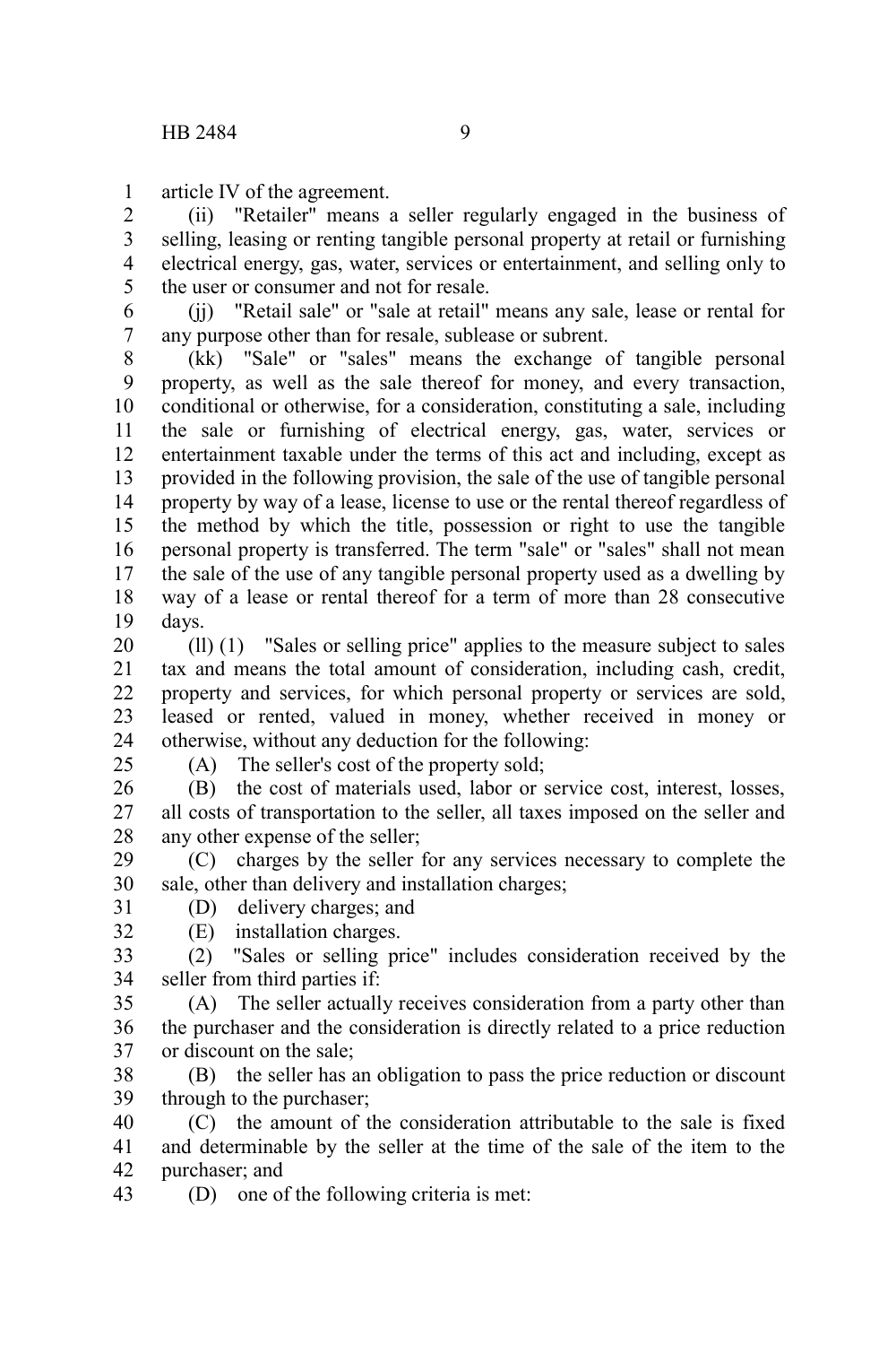article IV of the agreement.

(ii) "Retailer" means a seller regularly engaged in the business of selling, leasing or renting tangible personal property at retail or furnishing electrical energy, gas, water, services or entertainment, and selling only to the user or consumer and not for resale.

(jj) "Retail sale" or "sale at retail" means any sale, lease or rental for any purpose other than for resale, sublease or subrent.

(kk) "Sale" or "sales" means the exchange of tangible personal property, as well as the sale thereof for money, and every transaction, conditional or otherwise, for a consideration, constituting a sale, including the sale or furnishing of electrical energy, gas, water, services or entertainment taxable under the terms of this act and including, except as provided in the following provision, the sale of the use of tangible personal property by way of a lease, license to use or the rental thereof regardless of the method by which the title, possession or right to use the tangible personal property is transferred. The term "sale" or "sales" shall not mean the sale of the use of any tangible personal property used as a dwelling by way of a lease or rental thereof for a term of more than 28 consecutive days.

(ll) (1) "Sales or selling price" applies to the measure subject to sales tax and means the total amount of consideration, including cash, credit, property and services, for which personal property or services are sold, leased or rented, valued in money, whether received in money or otherwise, without any deduction for the following:

(A) The seller's cost of the property sold;

(B) the cost of materials used, labor or service cost, interest, losses, all costs of transportation to the seller, all taxes imposed on the seller and any other expense of the seller;

(C) charges by the seller for any services necessary to complete the sale, other than delivery and installation charges;

(D) delivery charges; and

(E) installation charges.

(2) "Sales or selling price" includes consideration received by the seller from third parties if:

(A) The seller actually receives consideration from a party other than the purchaser and the consideration is directly related to a price reduction or discount on the sale;

(B) the seller has an obligation to pass the price reduction or discount through to the purchaser;

(C) the amount of the consideration attributable to the sale is fixed and determinable by the seller at the time of the sale of the item to the purchaser; and

(D) one of the following criteria is met: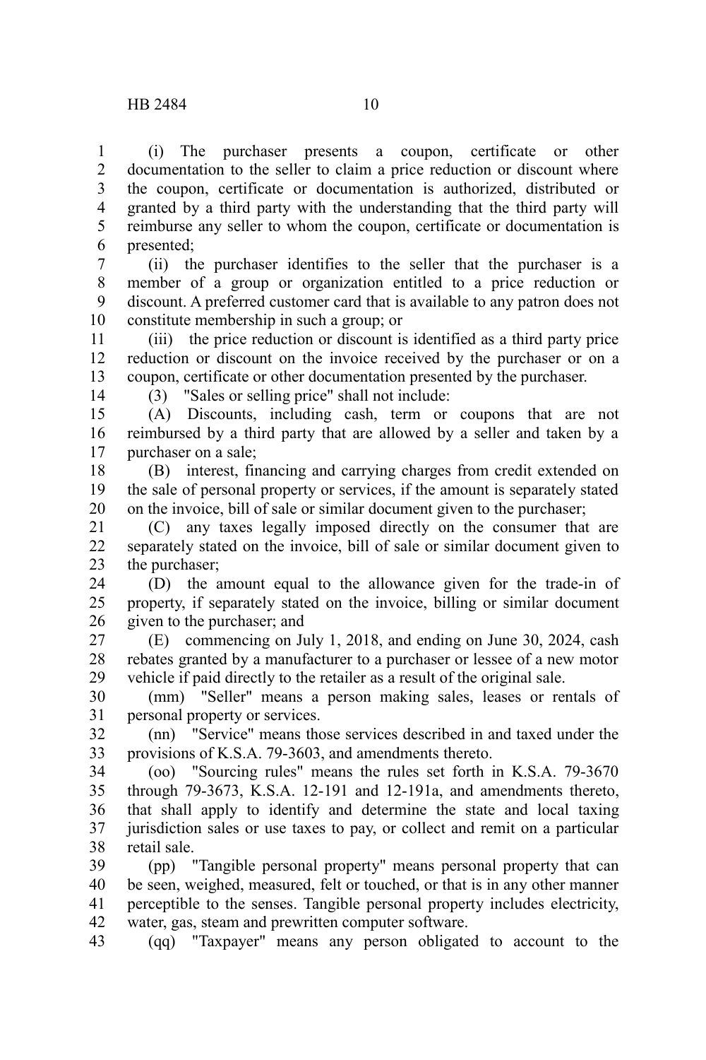(i) The purchaser presents a coupon, certificate or other documentation to the seller to claim a price reduction or discount where the coupon, certificate or documentation is authorized, distributed or granted by a third party with the understanding that the third party will reimburse any seller to whom the coupon, certificate or documentation is presented;

(ii) the purchaser identifies to the seller that the purchaser is a member of a group or organization entitled to a price reduction or discount. A preferred customer card that is available to any patron does not constitute membership in such a group; or

(iii) the price reduction or discount is identified as a third party price reduction or discount on the invoice received by the purchaser or on a coupon, certificate or other documentation presented by the purchaser.

(3) "Sales or selling price" shall not include:

(A) Discounts, including cash, term or coupons that are not reimbursed by a third party that are allowed by a seller and taken by a purchaser on a sale;

(B) interest, financing and carrying charges from credit extended on the sale of personal property or services, if the amount is separately stated on the invoice, bill of sale or similar document given to the purchaser;

(C) any taxes legally imposed directly on the consumer that are separately stated on the invoice, bill of sale or similar document given to the purchaser;

(D) the amount equal to the allowance given for the trade-in of property, if separately stated on the invoice, billing or similar document given to the purchaser; and

(E) commencing on July 1, 2018, and ending on June 30, 2024, cash rebates granted by a manufacturer to a purchaser or lessee of a new motor vehicle if paid directly to the retailer as a result of the original sale.

(mm) "Seller" means a person making sales, leases or rentals of personal property or services.

(nn) "Service" means those services described in and taxed under the provisions of K.S.A. 79-3603, and amendments thereto.

(oo) "Sourcing rules" means the rules set forth in K.S.A. 79-3670 through 79-3673, K.S.A. 12-191 and 12-191a, and amendments thereto, that shall apply to identify and determine the state and local taxing jurisdiction sales or use taxes to pay, or collect and remit on a particular retail sale.

(pp) "Tangible personal property" means personal property that can be seen, weighed, measured, felt or touched, or that is in any other manner perceptible to the senses. Tangible personal property includes electricity, water, gas, steam and prewritten computer software.

(qq) "Taxpayer" means any person obligated to account to the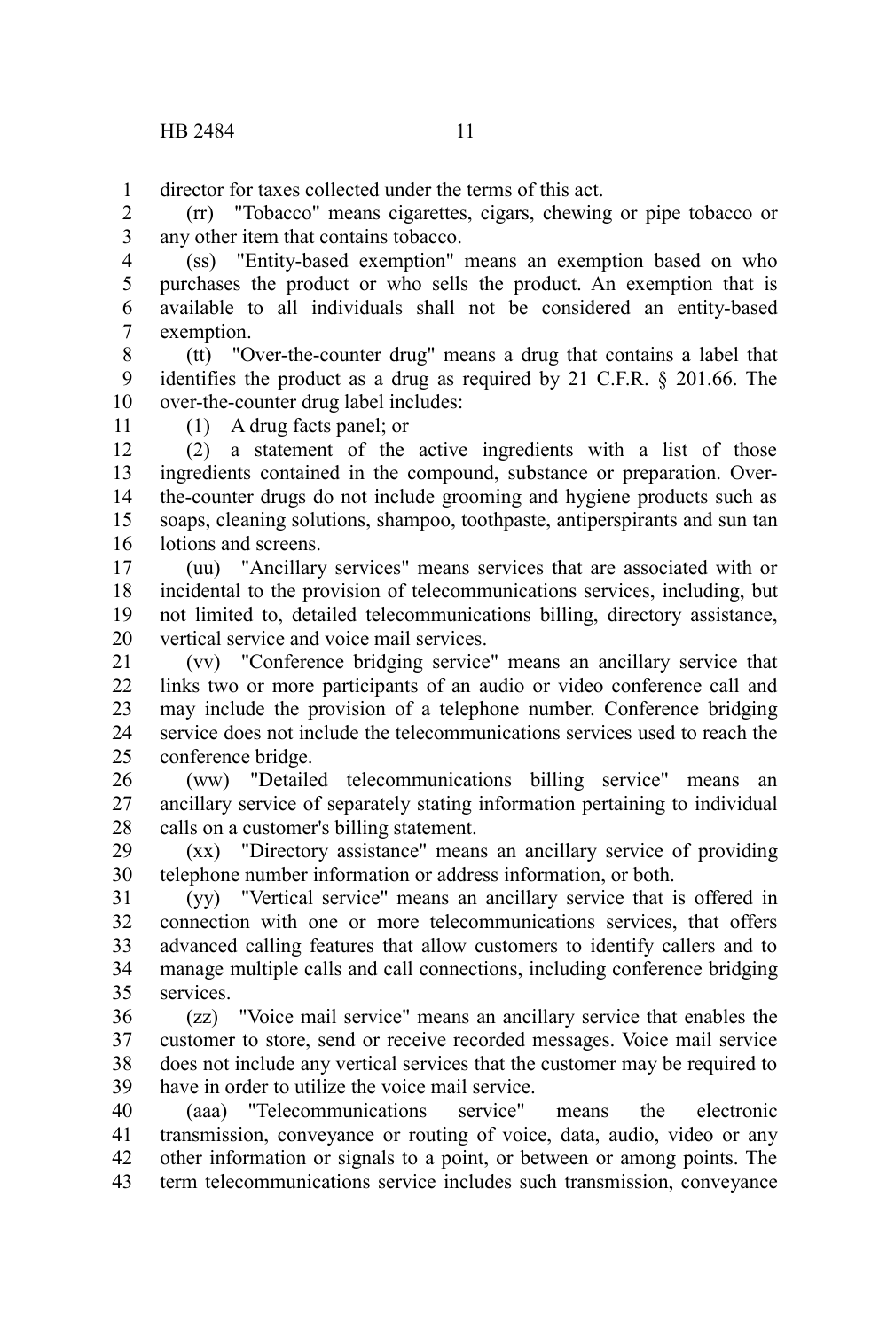director for taxes collected under the terms of this act.

(rr) "Tobacco" means cigarettes, cigars, chewing or pipe tobacco or any other item that contains tobacco.

(ss) "Entity-based exemption" means an exemption based on who purchases the product or who sells the product. An exemption that is available to all individuals shall not be considered an entity-based exemption.

(tt) "Over-the-counter drug" means a drug that contains a label that identifies the product as a drug as required by 21 C.F.R. § 201.66. The over-the-counter drug label includes:

(1) A drug facts panel; or

(2) a statement of the active ingredients with a list of those ingredients contained in the compound, substance or preparation. Over-the-counter drugs do not include grooming and hygiene products such as soaps, cleaning solutions, shampoo, toothpaste, antiperspirants and sun tan lotions and screens.

(uu) "Ancillary services" means services that are associated with or incidental to the provision of telecommunications services, including, but not limited to, detailed telecommunications billing, directory assistance, vertical service and voice mail services.

(vv) "Conference bridging service" means an ancillary service that links two or more participants of an audio or video conference call and may include the provision of a telephone number. Conference bridging service does not include the telecommunications services used to reach the conference bridge.

(ww) "Detailed telecommunications billing service" means an ancillary service of separately stating information pertaining to individual calls on a customer's billing statement.

(xx) "Directory assistance" means an ancillary service of providing telephone number information or address information, or both.

(yy) "Vertical service" means an ancillary service that is offered in connection with one or more telecommunications services, that offers advanced calling features that allow customers to identify callers and to manage multiple calls and call connections, including conference bridging services.

(zz) "Voice mail service" means an ancillary service that enables the customer to store, send or receive recorded messages. Voice mail service does not include any vertical services that the customer may be required to have in order to utilize the voice mail service.

(aaa) "Telecommunications service" means the electronic transmission, conveyance or routing of voice, data, audio, video or any other information or signals to a point, or between or among points. The term telecommunications service includes such transmission, conveyance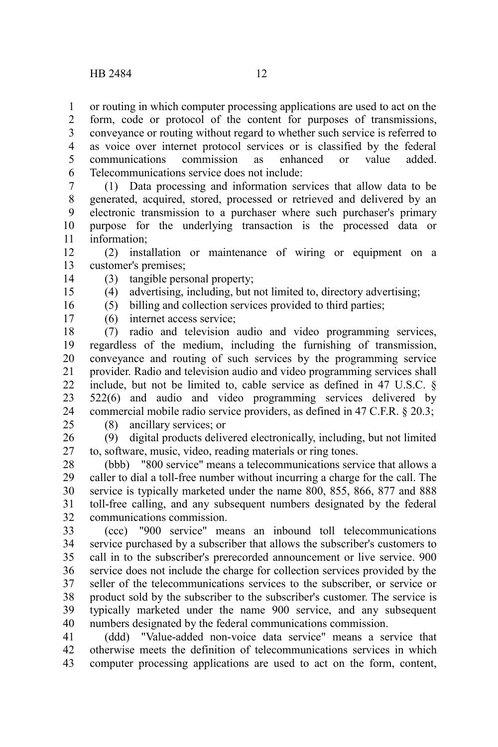or routing in which computer processing applications are used to act on the form, code or protocol of the content for purposes of transmissions, conveyance or routing without regard to whether such service is referred to as voice over internet protocol services or is classified by the federal communications commission as enhanced or value added. Telecommunications service does not include:

(1) Data processing and information services that allow data to be generated, acquired, stored, processed or retrieved and delivered by an electronic transmission to a purchaser where such purchaser's primary purpose for the underlying transaction is the processed data or information;

(2) installation or maintenance of wiring or equipment on a customer's premises;

(3) tangible personal property;

(4) advertising, including, but not limited to, directory advertising;

(5) billing and collection services provided to third parties;

(6) internet access service;

(7) radio and television audio and video programming services, regardless of the medium, including the furnishing of transmission, conveyance and routing of such services by the programming service provider. Radio and television audio and video programming services shall include, but not be limited to, cable service as defined in 47 U.S.C. § 522(6) and audio and video programming services delivered by commercial mobile radio service providers, as defined in 47 C.F.R. § 20.3;

(8) ancillary services; or

(9) digital products delivered electronically, including, but not limited to, software, music, video, reading materials or ring tones.

(bbb) "800 service" means a telecommunications service that allows a caller to dial a toll-free number without incurring a charge for the call. The service is typically marketed under the name 800, 855, 866, 877 and 888 toll-free calling, and any subsequent numbers designated by the federal communications commission.

(ccc) "900 service" means an inbound toll telecommunications service purchased by a subscriber that allows the subscriber's customers to call in to the subscriber's prerecorded announcement or live service. 900 service does not include the charge for collection services provided by the seller of the telecommunications services to the subscriber, or service or product sold by the subscriber to the subscriber's customer. The service is typically marketed under the name 900 service, and any subsequent numbers designated by the federal communications commission.

(ddd) "Value-added non-voice data service" means a service that otherwise meets the definition of telecommunications services in which computer processing applications are used to act on the form, content,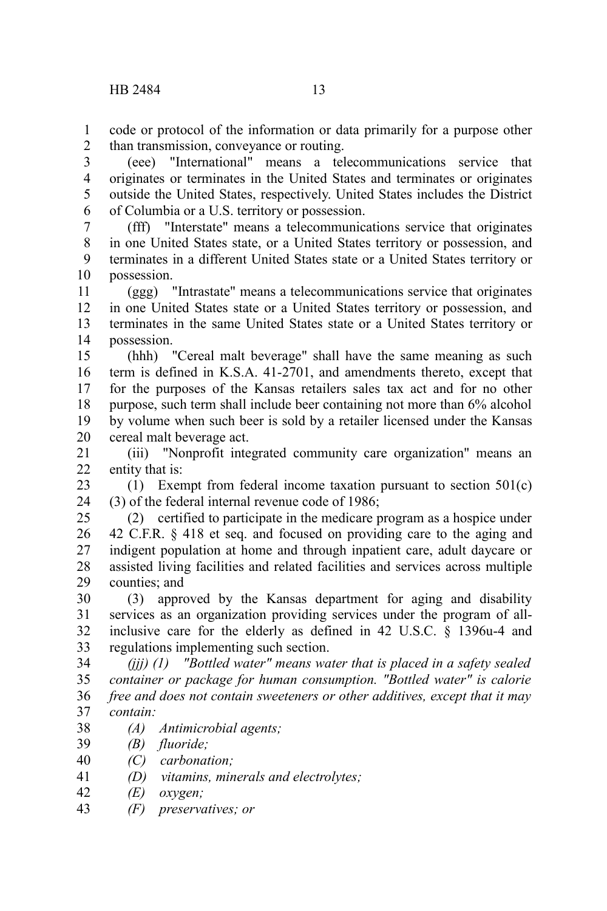code or protocol of the information or data primarily for a purpose other than transmission, conveyance or routing.

(eee) "International" means a telecommunications service that originates or terminates in the United States and terminates or originates outside the United States, respectively. United States includes the District of Columbia or a U.S. territory or possession.

(fff) "Interstate" means a telecommunications service that originates in one United States state, or a United States territory or possession, and terminates in a different United States state or a United States territory or possession.

(ggg) "Intrastate" means a telecommunications service that originates in one United States state or a United States territory or possession, and terminates in the same United States state or a United States territory or possession.

(hhh) "Cereal malt beverage" shall have the same meaning as such term is defined in K.S.A. 41-2701, and amendments thereto, except that for the purposes of the Kansas retailers sales tax act and for no other purpose, such term shall include beer containing not more than 6% alcohol by volume when such beer is sold by a retailer licensed under the Kansas cereal malt beverage act.

(iii) "Nonprofit integrated community care organization" means an entity that is:

(1) Exempt from federal income taxation pursuant to section 501(c)(3) of the federal internal revenue code of 1986;

(2) certified to participate in the medicare program as a hospice under 42 C.F.R. § 418 et seq. and focused on providing care to the aging and indigent population at home and through inpatient care, adult daycare or assisted living facilities and related facilities and services across multiple counties; and

(3) approved by the Kansas department for aging and disability services as an organization providing services under the program of all-inclusive care for the elderly as defined in 42 U.S.C. § 1396u-4 and regulations implementing such section.

*(jjj) (1) "Bottled water" means water that is placed in a safety sealed container or package for human consumption. "Bottled water" is calorie free and does not contain sweeteners or other additives, except that it may contain:*

*(A) Antimicrobial agents;*

*(B) fluoride;*

*(C) carbonation;*

*(D) vitamins, minerals and electrolytes;*

*(E) oxygen;*

*(F) preservatives; or*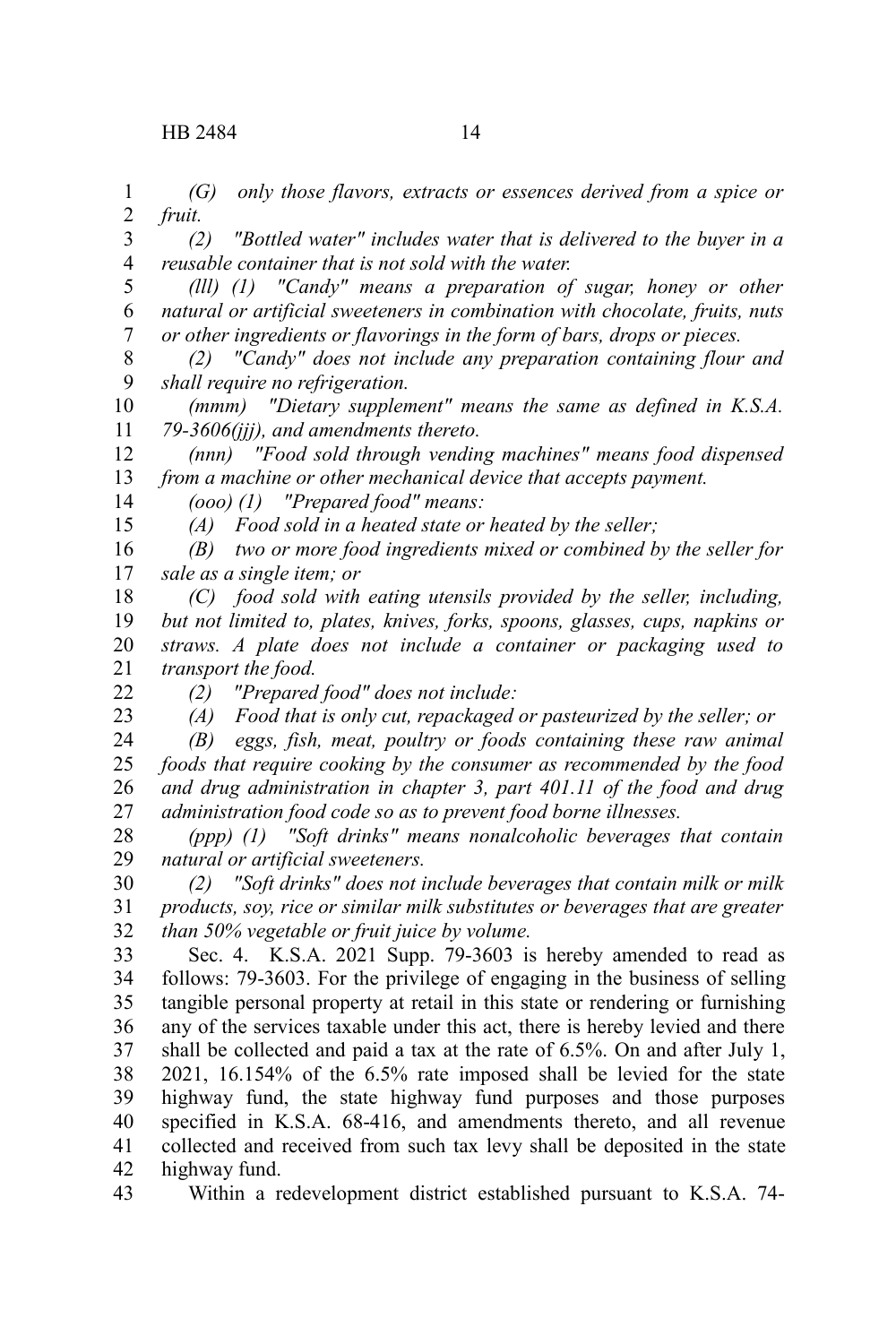*(G) only those flavors, extracts or essences derived from a spice or fruit.*

*(2) "Bottled water" includes water that is delivered to the buyer in a reusable container that is not sold with the water.*

*(lll) (1) "Candy" means a preparation of sugar, honey or other natural or artificial sweeteners in combination with chocolate, fruits, nuts or other ingredients or flavorings in the form of bars, drops or pieces.*

*(2) "Candy" does not include any preparation containing flour and shall require no refrigeration.*

*(mmm) "Dietary supplement" means the same as defined in K.S.A. 79-3606(jjj), and amendments thereto.*

*(nnn) "Food sold through vending machines" means food dispensed from a machine or other mechanical device that accepts payment.*

*(ooo) (1) "Prepared food" means:*

*(A) Food sold in a heated state or heated by the seller;*

*(B) two or more food ingredients mixed or combined by the seller for sale as a single item; or*

*(C) food sold with eating utensils provided by the seller, including, but not limited to, plates, knives, forks, spoons, glasses, cups, napkins or straws. A plate does not include a container or packaging used to transport the food.*

*(2) "Prepared food" does not include:*

*(A) Food that is only cut, repackaged or pasteurized by the seller; or*

*(B) eggs, fish, meat, poultry or foods containing these raw animal foods that require cooking by the consumer as recommended by the food and drug administration in chapter 3, part 401.11 of the food and drug administration food code so as to prevent food borne illnesses.*

*(ppp) (1) "Soft drinks" means nonalcoholic beverages that contain natural or artificial sweeteners.*

*(2) "Soft drinks" does not include beverages that contain milk or milk products, soy, rice or similar milk substitutes or beverages that are greater than 50% vegetable or fruit juice by volume.*

Sec. 4. K.S.A. 2021 Supp. 79-3603 is hereby amended to read as follows: 79-3603. For the privilege of engaging in the business of selling tangible personal property at retail in this state or rendering or furnishing any of the services taxable under this act, there is hereby levied and there shall be collected and paid a tax at the rate of 6.5%. On and after July 1, 2021, 16.154% of the 6.5% rate imposed shall be levied for the state highway fund, the state highway fund purposes and those purposes specified in K.S.A. 68-416, and amendments thereto, and all revenue collected and received from such tax levy shall be deposited in the state highway fund.

Within a redevelopment district established pursuant to K.S.A. 74-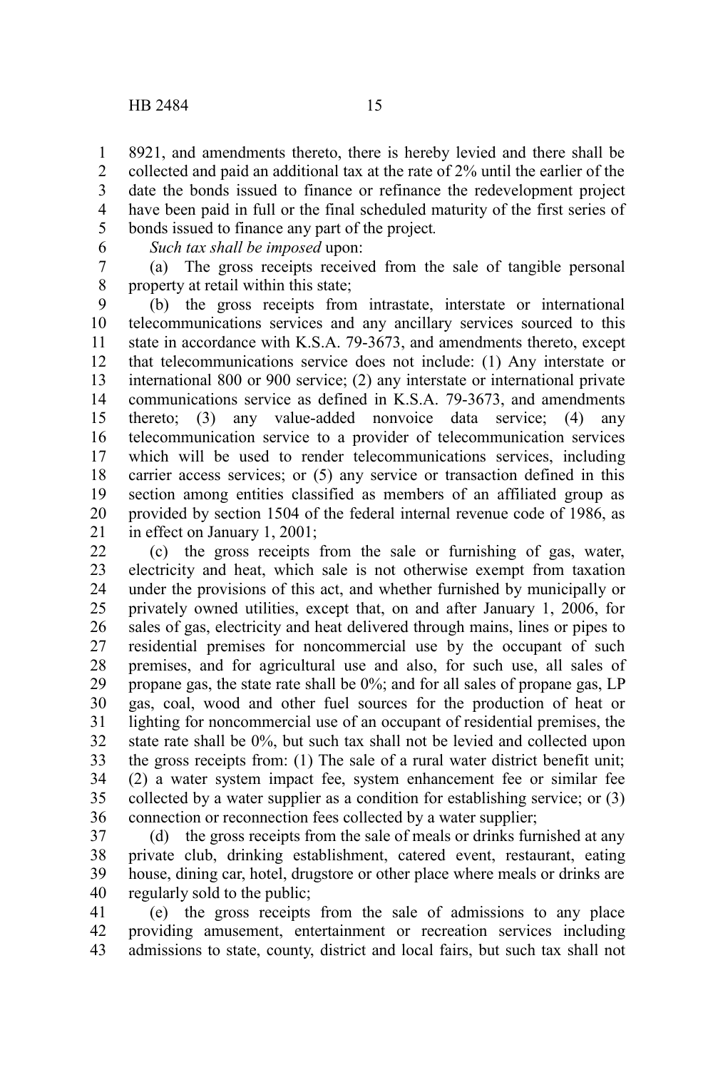8921, and amendments thereto, there is hereby levied and there shall be collected and paid an additional tax at the rate of 2% until the earlier of the date the bonds issued to finance or refinance the redevelopment project have been paid in full or the final scheduled maturity of the first series of bonds issued to finance any part of the project.

*Such tax shall be imposed* upon:

(a) The gross receipts received from the sale of tangible personal property at retail within this state;

(b) the gross receipts from intrastate, interstate or international telecommunications services and any ancillary services sourced to this state in accordance with K.S.A. 79-3673, and amendments thereto, except that telecommunications service does not include: (1) Any interstate or international 800 or 900 service; (2) any interstate or international private communications service as defined in K.S.A. 79-3673, and amendments thereto; (3) any value-added nonvoice data service; (4) any telecommunication service to a provider of telecommunication services which will be used to render telecommunications services, including carrier access services; or (5) any service or transaction defined in this section among entities classified as members of an affiliated group as provided by section 1504 of the federal internal revenue code of 1986, as in effect on January 1, 2001;

(c) the gross receipts from the sale or furnishing of gas, water, electricity and heat, which sale is not otherwise exempt from taxation under the provisions of this act, and whether furnished by municipally or privately owned utilities, except that, on and after January 1, 2006, for sales of gas, electricity and heat delivered through mains, lines or pipes to residential premises for noncommercial use by the occupant of such premises, and for agricultural use and also, for such use, all sales of propane gas, the state rate shall be 0%; and for all sales of propane gas, LP gas, coal, wood and other fuel sources for the production of heat or lighting for noncommercial use of an occupant of residential premises, the state rate shall be 0%, but such tax shall not be levied and collected upon the gross receipts from: (1) The sale of a rural water district benefit unit; (2) a water system impact fee, system enhancement fee or similar fee collected by a water supplier as a condition for establishing service; or (3) connection or reconnection fees collected by a water supplier;

(d) the gross receipts from the sale of meals or drinks furnished at any private club, drinking establishment, catered event, restaurant, eating house, dining car, hotel, drugstore or other place where meals or drinks are regularly sold to the public;

(e) the gross receipts from the sale of admissions to any place providing amusement, entertainment or recreation services including admissions to state, county, district and local fairs, but such tax shall not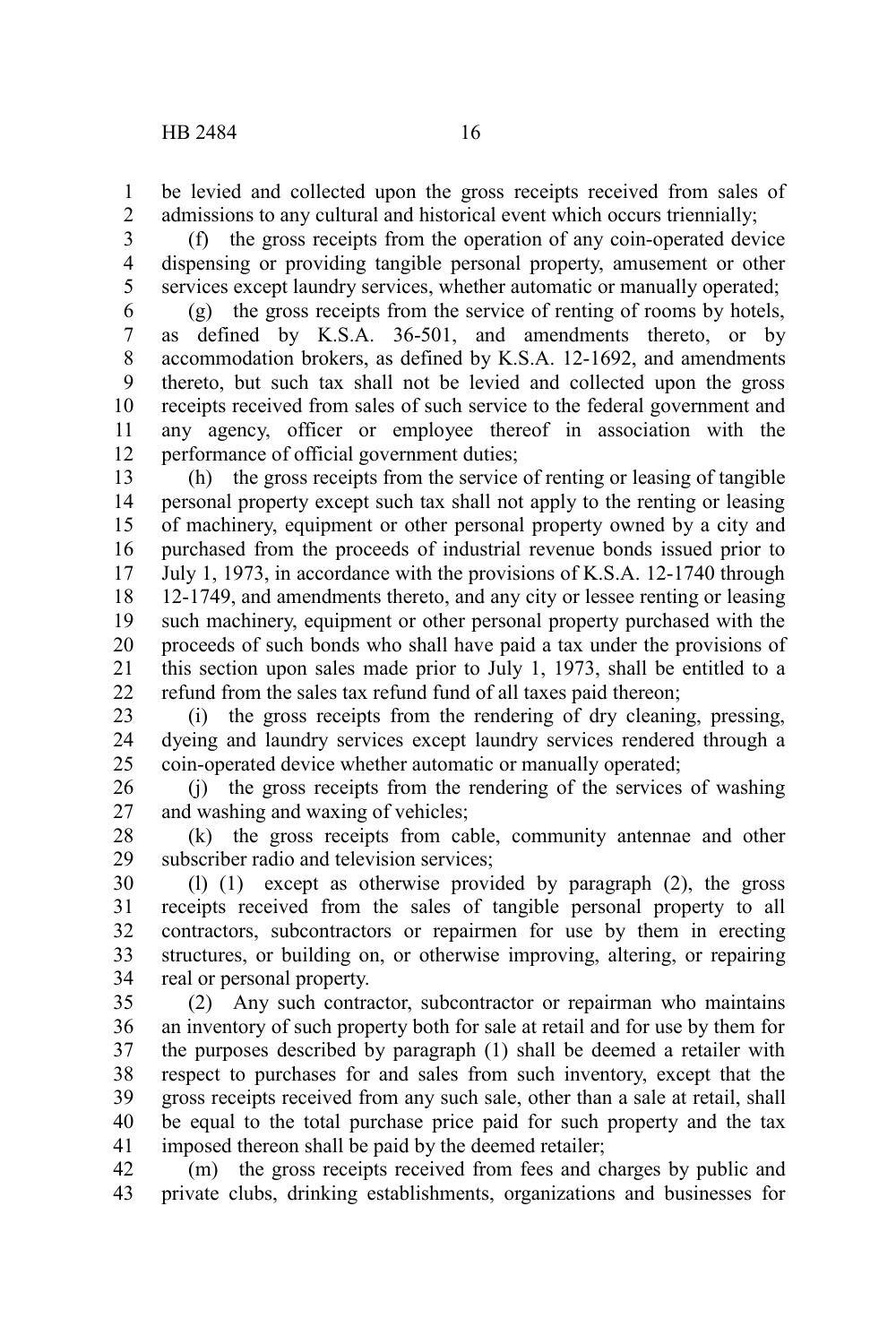be levied and collected upon the gross receipts received from sales of admissions to any cultural and historical event which occurs triennially;

(f) the gross receipts from the operation of any coin-operated device dispensing or providing tangible personal property, amusement or other services except laundry services, whether automatic or manually operated;

(g) the gross receipts from the service of renting of rooms by hotels, as defined by K.S.A. 36-501, and amendments thereto, or by accommodation brokers, as defined by K.S.A. 12-1692, and amendments thereto, but such tax shall not be levied and collected upon the gross receipts received from sales of such service to the federal government and any agency, officer or employee thereof in association with the performance of official government duties;

(h) the gross receipts from the service of renting or leasing of tangible personal property except such tax shall not apply to the renting or leasing of machinery, equipment or other personal property owned by a city and purchased from the proceeds of industrial revenue bonds issued prior to July 1, 1973, in accordance with the provisions of K.S.A. 12-1740 through 12-1749, and amendments thereto, and any city or lessee renting or leasing such machinery, equipment or other personal property purchased with the proceeds of such bonds who shall have paid a tax under the provisions of this section upon sales made prior to July 1, 1973, shall be entitled to a refund from the sales tax refund fund of all taxes paid thereon;

(i) the gross receipts from the rendering of dry cleaning, pressing, dyeing and laundry services except laundry services rendered through a coin-operated device whether automatic or manually operated;

(j) the gross receipts from the rendering of the services of washing and washing and waxing of vehicles;

(k) the gross receipts from cable, community antennae and other subscriber radio and television services;

(l) (1) except as otherwise provided by paragraph (2), the gross receipts received from the sales of tangible personal property to all contractors, subcontractors or repairmen for use by them in erecting structures, or building on, or otherwise improving, altering, or repairing real or personal property.

(2) Any such contractor, subcontractor or repairman who maintains an inventory of such property both for sale at retail and for use by them for the purposes described by paragraph (1) shall be deemed a retailer with respect to purchases for and sales from such inventory, except that the gross receipts received from any such sale, other than a sale at retail, shall be equal to the total purchase price paid for such property and the tax imposed thereon shall be paid by the deemed retailer;

(m) the gross receipts received from fees and charges by public and private clubs, drinking establishments, organizations and businesses for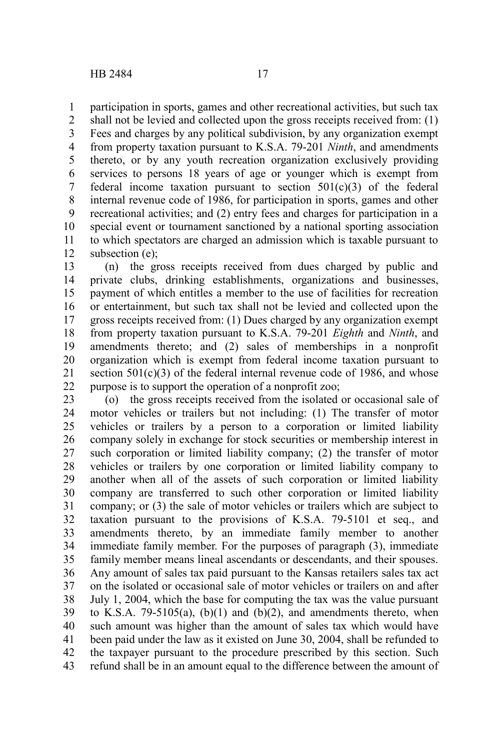participation in sports, games and other recreational activities, but such tax shall not be levied and collected upon the gross receipts received from: (1) Fees and charges by any political subdivision, by any organization exempt from property taxation pursuant to K.S.A. 79-201 *Ninth*, and amendments thereto, or by any youth recreation organization exclusively providing services to persons 18 years of age or younger which is exempt from federal income taxation pursuant to section 501(c)(3) of the federal internal revenue code of 1986, for participation in sports, games and other recreational activities; and (2) entry fees and charges for participation in a special event or tournament sanctioned by a national sporting association to which spectators are charged an admission which is taxable pursuant to subsection (e);

(n) the gross receipts received from dues charged by public and private clubs, drinking establishments, organizations and businesses, payment of which entitles a member to the use of facilities for recreation or entertainment, but such tax shall not be levied and collected upon the gross receipts received from: (1) Dues charged by any organization exempt from property taxation pursuant to K.S.A. 79-201 *Eighth* and *Ninth*, and amendments thereto; and (2) sales of memberships in a nonprofit organization which is exempt from federal income taxation pursuant to section 501(c)(3) of the federal internal revenue code of 1986, and whose purpose is to support the operation of a nonprofit zoo;

(o) the gross receipts received from the isolated or occasional sale of motor vehicles or trailers but not including: (1) The transfer of motor vehicles or trailers by a person to a corporation or limited liability company solely in exchange for stock securities or membership interest in such corporation or limited liability company; (2) the transfer of motor vehicles or trailers by one corporation or limited liability company to another when all of the assets of such corporation or limited liability company are transferred to such other corporation or limited liability company; or (3) the sale of motor vehicles or trailers which are subject to taxation pursuant to the provisions of K.S.A. 79-5101 et seq., and amendments thereto, by an immediate family member to another immediate family member. For the purposes of paragraph (3), immediate family member means lineal ascendants or descendants, and their spouses. Any amount of sales tax paid pursuant to the Kansas retailers sales tax act on the isolated or occasional sale of motor vehicles or trailers on and after July 1, 2004, which the base for computing the tax was the value pursuant to K.S.A. 79-5105(a), (b)(1) and (b)(2), and amendments thereto, when such amount was higher than the amount of sales tax which would have been paid under the law as it existed on June 30, 2004, shall be refunded to the taxpayer pursuant to the procedure prescribed by this section. Such refund shall be in an amount equal to the difference between the amount of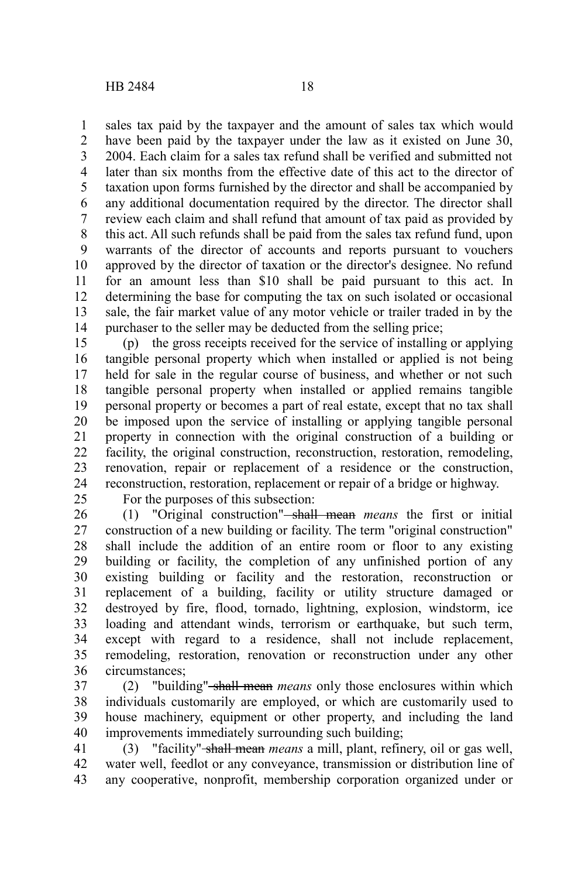sales tax paid by the taxpayer and the amount of sales tax which would have been paid by the taxpayer under the law as it existed on June 30, 2004. Each claim for a sales tax refund shall be verified and submitted not later than six months from the effective date of this act to the director of taxation upon forms furnished by the director and shall be accompanied by any additional documentation required by the director. The director shall review each claim and shall refund that amount of tax paid as provided by this act. All such refunds shall be paid from the sales tax refund fund, upon warrants of the director of accounts and reports pursuant to vouchers approved by the director of taxation or the director's designee. No refund for an amount less than $10 shall be paid pursuant to this act. In determining the base for computing the tax on such isolated or occasional sale, the fair market value of any motor vehicle or trailer traded in by the purchaser to the seller may be deducted from the selling price;

(p) the gross receipts received for the service of installing or applying tangible personal property which when installed or applied is not being held for sale in the regular course of business, and whether or not such tangible personal property when installed or applied remains tangible personal property or becomes a part of real estate, except that no tax shall be imposed upon the service of installing or applying tangible personal property in connection with the original construction of a building or facility, the original construction, reconstruction, restoration, remodeling, renovation, repair or replacement of a residence or the construction, reconstruction, restoration, replacement or repair of a bridge or highway.

For the purposes of this subsection:

(1) "Original construction" ~~shall mean~~ *means* the first or initial construction of a new building or facility. The term "original construction" shall include the addition of an entire room or floor to any existing building or facility, the completion of any unfinished portion of any existing building or facility and the restoration, reconstruction or replacement of a building, facility or utility structure damaged or destroyed by fire, flood, tornado, lightning, explosion, windstorm, ice loading and attendant winds, terrorism or earthquake, but such term, except with regard to a residence, shall not include replacement, remodeling, restoration, renovation or reconstruction under any other circumstances;

(2) "building" ~~shall mean~~ *means* only those enclosures within which individuals customarily are employed, or which are customarily used to house machinery, equipment or other property, and including the land improvements immediately surrounding such building;

(3) "facility" ~~shall mean~~ *means* a mill, plant, refinery, oil or gas well, water well, feedlot or any conveyance, transmission or distribution line of any cooperative, nonprofit, membership corporation organized under or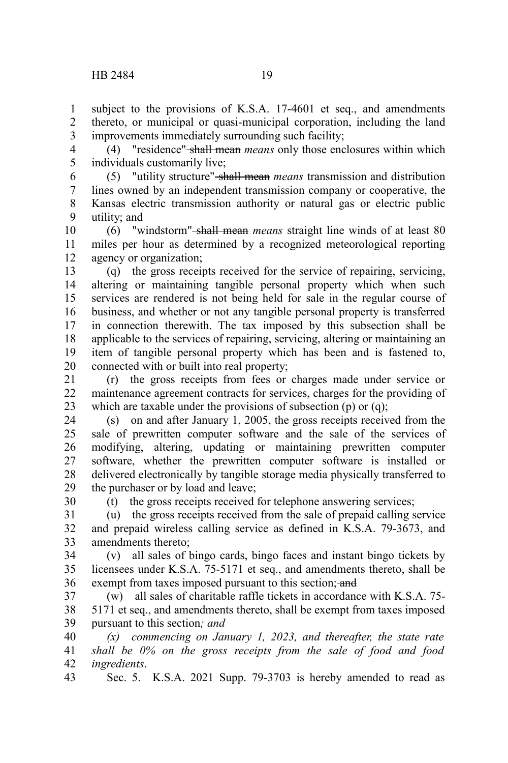subject to the provisions of K.S.A. 17-4601 et seq., and amendments thereto, or municipal or quasi-municipal corporation, including the land improvements immediately surrounding such facility;

(4) "residence" ~~shall mean~~ *means* only those enclosures within which individuals customarily live;

(5) "utility structure" ~~shall mean~~ *means* transmission and distribution lines owned by an independent transmission company or cooperative, the Kansas electric transmission authority or natural gas or electric public utility; and

(6) "windstorm" ~~shall mean~~ *means* straight line winds of at least 80 miles per hour as determined by a recognized meteorological reporting agency or organization;

(q) the gross receipts received for the service of repairing, servicing, altering or maintaining tangible personal property which when such services are rendered is not being held for sale in the regular course of business, and whether or not any tangible personal property is transferred in connection therewith. The tax imposed by this subsection shall be applicable to the services of repairing, servicing, altering or maintaining an item of tangible personal property which has been and is fastened to, connected with or built into real property;

(r) the gross receipts from fees or charges made under service or maintenance agreement contracts for services, charges for the providing of which are taxable under the provisions of subsection (p) or (q);

(s) on and after January 1, 2005, the gross receipts received from the sale of prewritten computer software and the sale of the services of modifying, altering, updating or maintaining prewritten computer software, whether the prewritten computer software is installed or delivered electronically by tangible storage media physically transferred to the purchaser or by load and leave;

(t) the gross receipts received for telephone answering services;

(u) the gross receipts received from the sale of prepaid calling service and prepaid wireless calling service as defined in K.S.A. 79-3673, and amendments thereto;

(v) all sales of bingo cards, bingo faces and instant bingo tickets by licensees under K.S.A. 75-5171 et seq., and amendments thereto, shall be exempt from taxes imposed pursuant to this section; ~~and~~

(w) all sales of charitable raffle tickets in accordance with K.S.A. 75-5171 et seq., and amendments thereto, shall be exempt from taxes imposed pursuant to this section*; and*

*(x) commencing on January 1, 2023, and thereafter, the state rate shall be 0% on the gross receipts from the sale of food and food ingredients*.

Sec. 5. K.S.A. 2021 Supp. 79-3703 is hereby amended to read as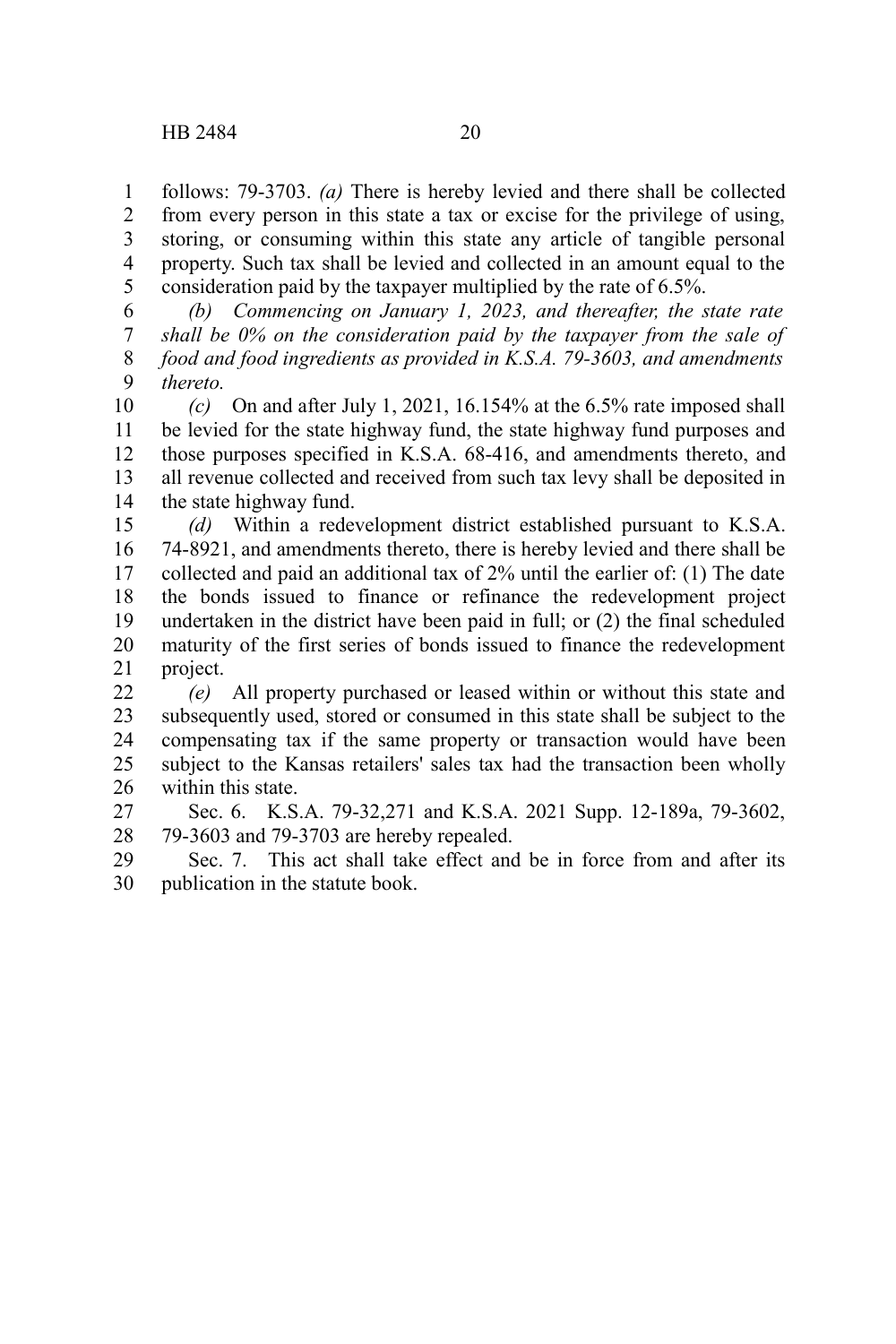follows: 79-3703. *(a)* There is hereby levied and there shall be collected from every person in this state a tax or excise for the privilege of using, storing, or consuming within this state any article of tangible personal property. Such tax shall be levied and collected in an amount equal to the consideration paid by the taxpayer multiplied by the rate of 6.5%.

*(b) Commencing on January 1, 2023, and thereafter, the state rate shall be 0% on the consideration paid by the taxpayer from the sale of food and food ingredients as provided in K.S.A. 79-3603, and amendments thereto.*

*(c)* On and after July 1, 2021, 16.154% at the 6.5% rate imposed shall be levied for the state highway fund, the state highway fund purposes and those purposes specified in K.S.A. 68-416, and amendments thereto, and all revenue collected and received from such tax levy shall be deposited in the state highway fund.

*(d)* Within a redevelopment district established pursuant to K.S.A. 74-8921, and amendments thereto, there is hereby levied and there shall be collected and paid an additional tax of 2% until the earlier of: (1) The date the bonds issued to finance or refinance the redevelopment project undertaken in the district have been paid in full; or (2) the final scheduled maturity of the first series of bonds issued to finance the redevelopment project.

*(e)* All property purchased or leased within or without this state and subsequently used, stored or consumed in this state shall be subject to the compensating tax if the same property or transaction would have been subject to the Kansas retailers' sales tax had the transaction been wholly within this state.

Sec. 6. K.S.A. 79-32,271 and K.S.A. 2021 Supp. 12-189a, 79-3602, 79-3603 and 79-3703 are hereby repealed.

Sec. 7. This act shall take effect and be in force from and after its publication in the statute book.